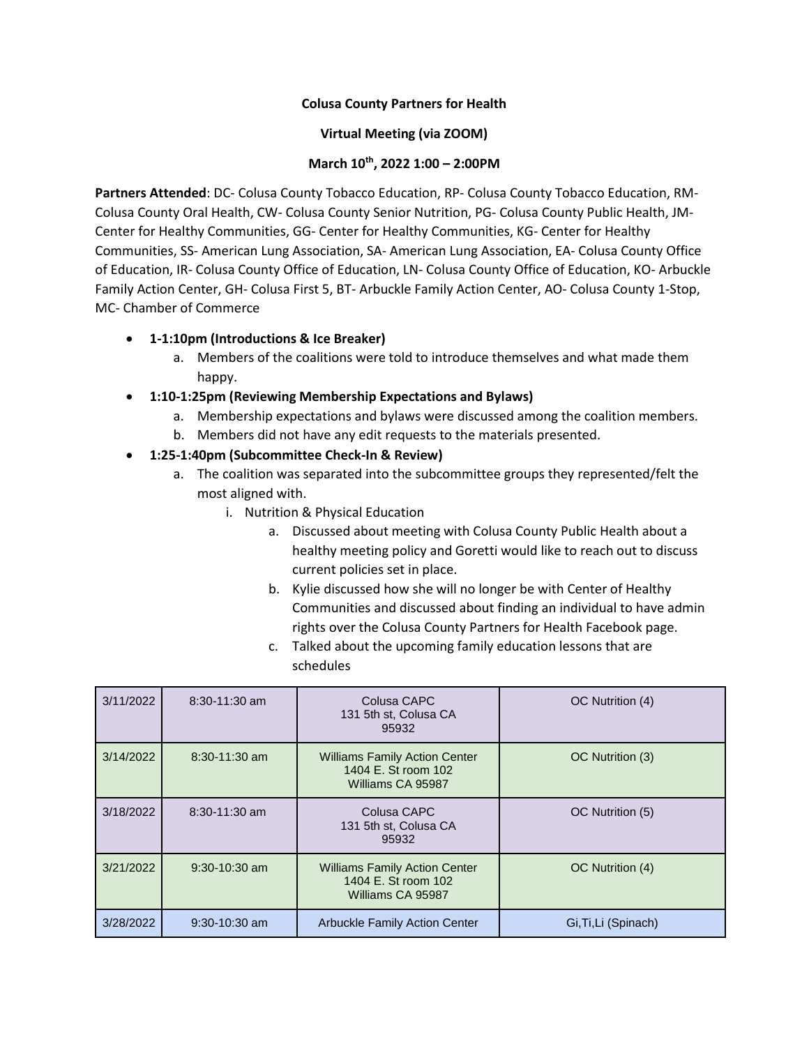**Colusa County Partners for Health**

**Virtual Meeting (via ZOOM)**

**March 10th, 2022 1:00 – 2:00PM**

**Partners Attended**: DC- Colusa County Tobacco Education, RP- Colusa County Tobacco Education, RM- Colusa County Oral Health, CW- Colusa County Senior Nutrition, PG- Colusa County Public Health, JM- Center for Healthy Communities, GG- Center for Healthy Communities, KG- Center for Healthy Communities, SS- American Lung Association, SA- American Lung Association, EA- Colusa County Office of Education, IR- Colusa County Office of Education, LN- Colusa County Office of Education, KO- Arbuckle Family Action Center, GH- Colusa First 5, BT- Arbuckle Family Action Center, AO- Colusa County 1-Stop, MC- Chamber of Commerce

- **1-1:10pm (Introductions & Ice Breaker)**
  a. Members of the coalitions were told to introduce themselves and what made them happy.
- **1:10-1:25pm (Reviewing Membership Expectations and Bylaws)**
  a. Membership expectations and bylaws were discussed among the coalition members.
  b. Members did not have any edit requests to the materials presented.
- **1:25-1:40pm (Subcommittee Check-In & Review)**
  a. The coalition was separated into the subcommittee groups they represented/felt the most aligned with.
     i. Nutrition & Physical Education
        a. Discussed about meeting with Colusa County Public Health about a healthy meeting policy and Goretti would like to reach out to discuss current policies set in place.
        b. Kylie discussed how she will no longer be with Center of Healthy Communities and discussed about finding an individual to have admin rights over the Colusa County Partners for Health Facebook page.
        c. Talked about the upcoming family education lessons that are schedules

| | | | |
|---|---|---|---|
| 3/11/2022 | 8:30-11:30 am | Colusa CAPC<br>131 5th st, Colusa CA<br>95932 | OC Nutrition (4) |
| 3/14/2022 | 8:30-11:30 am | Williams Family Action Center<br>1404 E. St room 102<br>Williams CA 95987 | OC Nutrition (3) |
| 3/18/2022 | 8:30-11:30 am | Colusa CAPC<br>131 5th st, Colusa CA<br>95932 | OC Nutrition (5) |
| 3/21/2022 | 9:30-10:30 am | Williams Family Action Center<br>1404 E. St room 102<br>Williams CA 95987 | OC Nutrition (4) |
| 3/28/2022 | 9:30-10:30 am | Arbuckle Family Action Center | Gi,Ti,Li (Spinach) |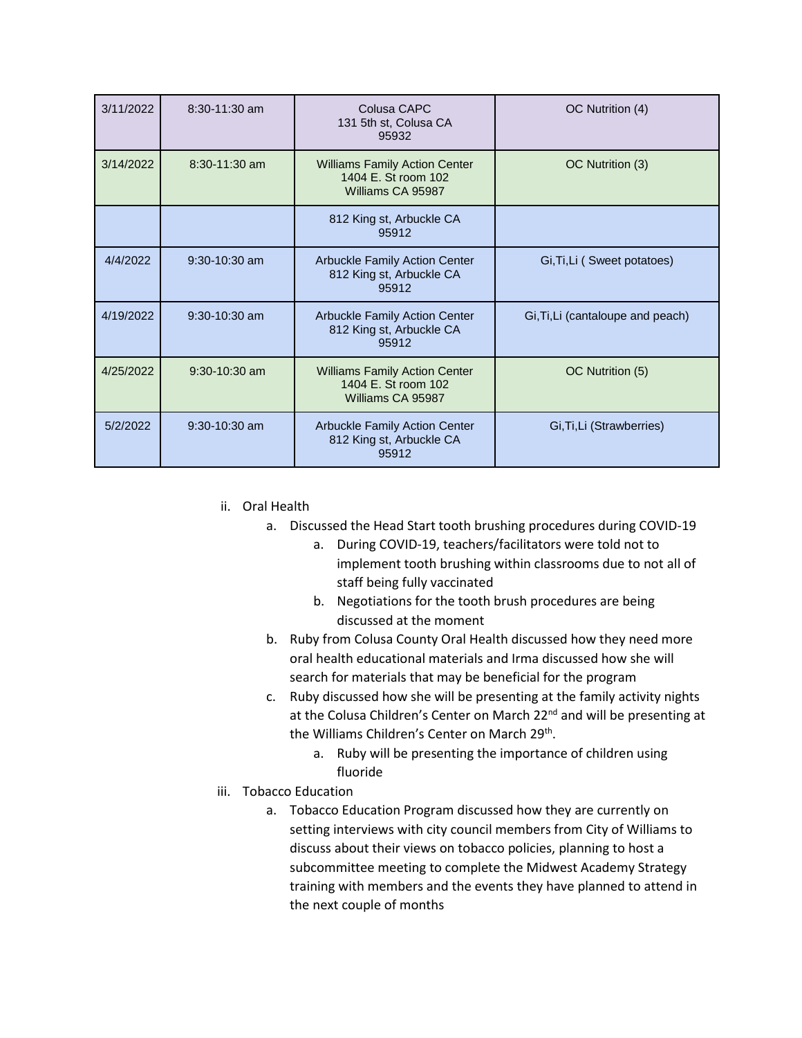| 3/11/2022 | 8:30-11:30 am | Colusa CAPC 131 5th st, Colusa CA 95932 | OC Nutrition (4) |
|---|---|---|---|
| 3/14/2022 | 8:30-11:30 am | Williams Family Action Center 1404 E. St room 102 Williams CA 95987 | OC Nutrition (3) |
| | | 812 King st, Arbuckle CA 95912 | |
| 4/4/2022 | 9:30-10:30 am | Arbuckle Family Action Center 812 King st, Arbuckle CA 95912 | Gi,Ti,Li ( Sweet potatoes) |
| 4/19/2022 | 9:30-10:30 am | Arbuckle Family Action Center 812 King st, Arbuckle CA 95912 | Gi,Ti,Li (cantaloupe and peach) |
| 4/25/2022 | 9:30-10:30 am | Williams Family Action Center 1404 E. St room 102 Williams CA 95987 | OC Nutrition (5) |
| 5/2/2022 | 9:30-10:30 am | Arbuckle Family Action Center 812 King st, Arbuckle CA 95912 | Gi,Ti,Li (Strawberries) |

ii. Oral Health
   a. Discussed the Head Start tooth brushing procedures during COVID-19
      a. During COVID-19, teachers/facilitators were told not to implement tooth brushing within classrooms due to not all of staff being fully vaccinated
      b. Negotiations for the tooth brush procedures are being discussed at the moment
   b. Ruby from Colusa County Oral Health discussed how they need more oral health educational materials and Irma discussed how she will search for materials that may be beneficial for the program
   c. Ruby discussed how she will be presenting at the family activity nights at the Colusa Children's Center on March 22nd and will be presenting at the Williams Children's Center on March 29th.
      a. Ruby will be presenting the importance of children using fluoride

iii. Tobacco Education
   a. Tobacco Education Program discussed how they are currently on setting interviews with city council members from City of Williams to discuss about their views on tobacco policies, planning to host a subcommittee meeting to complete the Midwest Academy Strategy training with members and the events they have planned to attend in the next couple of months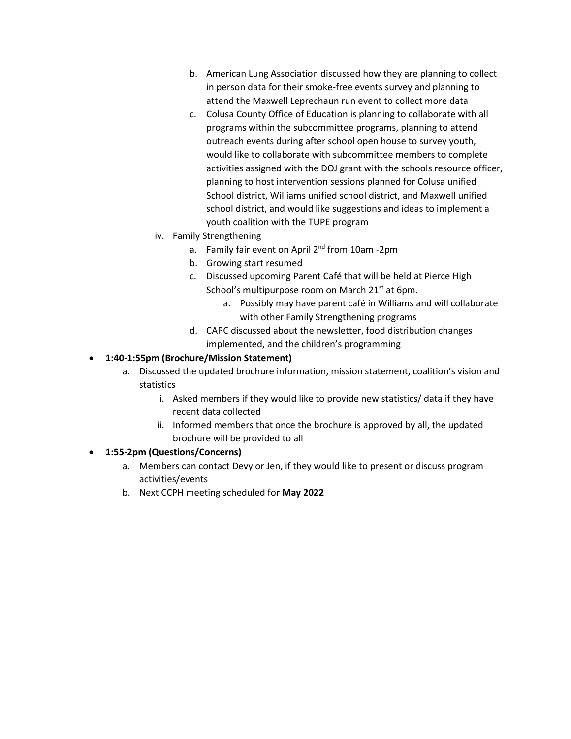b. American Lung Association discussed how they are planning to collect in person data for their smoke-free events survey and planning to attend the Maxwell Leprechaun run event to collect more data
   c. Colusa County Office of Education is planning to collaborate with all programs within the subcommittee programs, planning to attend outreach events during after school open house to survey youth, would like to collaborate with subcommittee members to complete activities assigned with the DOJ grant with the schools resource officer, planning to host intervention sessions planned for Colusa unified School district, Williams unified school district, and Maxwell unified school district, and would like suggestions and ideas to implement a youth coalition with the TUPE program

iv. Family Strengthening
   a. Family fair event on April 2nd from 10am -2pm
   b. Growing start resumed
   c. Discussed upcoming Parent Café that will be held at Pierce High School's multipurpose room on March 21st at 6pm.
      a. Possibly may have parent café in Williams and will collaborate with other Family Strengthening programs
   d. CAPC discussed about the newsletter, food distribution changes implemented, and the children's programming

- **1:40-1:55pm (Brochure/Mission Statement)**
   a. Discussed the updated brochure information, mission statement, coalition's vision and statistics
      i. Asked members if they would like to provide new statistics/ data if they have recent data collected
      ii. Informed members that once the brochure is approved by all, the updated brochure will be provided to all

- **1:55-2pm (Questions/Concerns)**
   a. Members can contact Devy or Jen, if they would like to present or discuss program activities/events
   b. Next CCPH meeting scheduled for **May 2022**